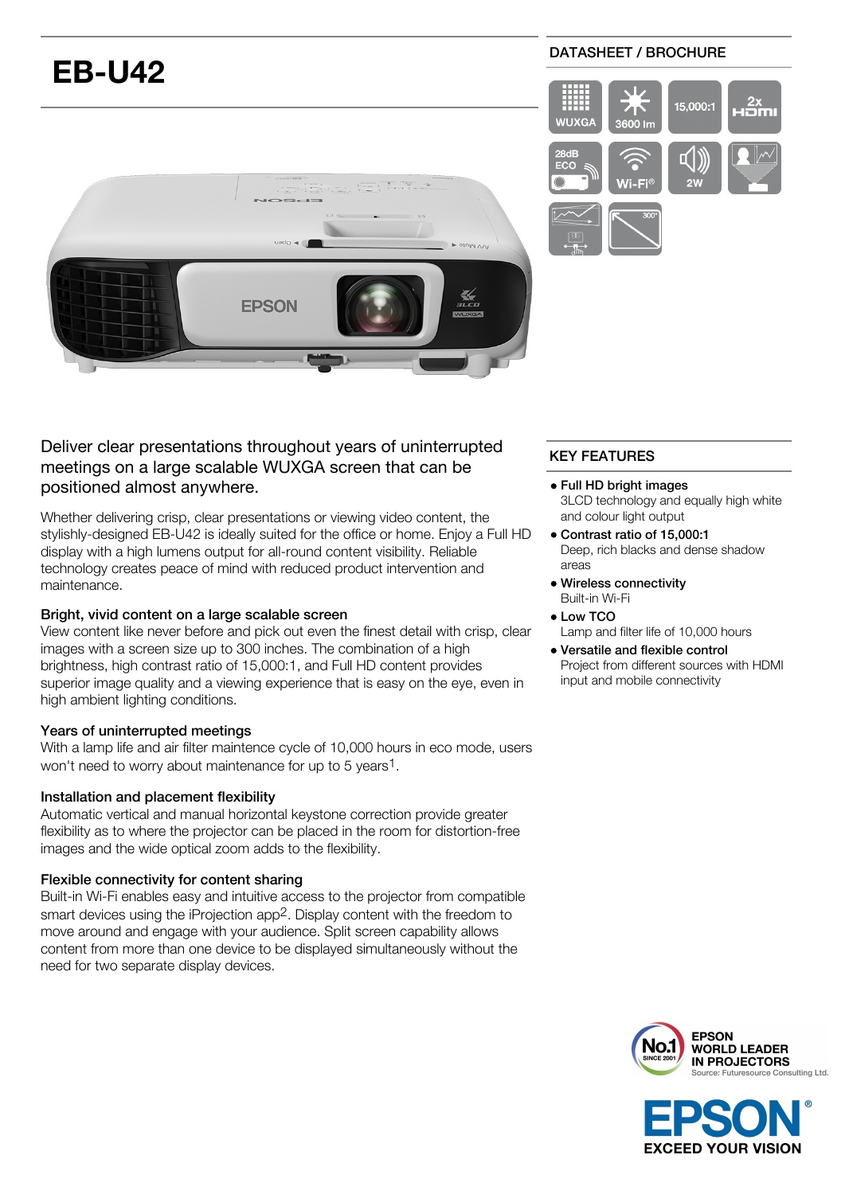# EB-U42

DATASHEET / BROCHURE

WUXGA | 3600 lm | 15,000:1 | 2x HDMI | 28dB ECO | Wi-Fi® | 2W

## Deliver clear presentations throughout years of uninterrupted meetings on a large scalable WUXGA screen that can be positioned almost anywhere.

Whether delivering crisp, clear presentations or viewing video content, the stylishly-designed EB-U42 is ideally suited for the office or home. Enjoy a Full HD display with a high lumens output for all-round content visibility. Reliable technology creates peace of mind with reduced product intervention and maintenance.

### Bright, vivid content on a large scalable screen

View content like never before and pick out even the finest detail with crisp, clear images with a screen size up to 300 inches. The combination of a high brightness, high contrast ratio of 15,000:1, and Full HD content provides superior image quality and a viewing experience that is easy on the eye, even in high ambient lighting conditions.

### Years of uninterrupted meetings

With a lamp life and air filter maintence cycle of 10,000 hours in eco mode, users won't need to worry about maintenance for up to 5 years[1].

### Installation and placement flexibility

Automatic vertical and manual horizontal keystone correction provide greater flexibility as to where the projector can be placed in the room for distortion-free images and the wide optical zoom adds to the flexibility.

### Flexible connectivity for content sharing

Built-in Wi-Fi enables easy and intuitive access to the projector from compatible smart devices using the iProjection app[2]. Display content with the freedom to move around and engage with your audience. Split screen capability allows content from more than one device to be displayed simultaneously without the need for two separate display devices.

## KEY FEATURES

- **Full HD bright images**
  3LCD technology and equally high white and colour light output
- **Contrast ratio of 15,000:1**
  Deep, rich blacks and dense shadow areas
- **Wireless connectivity**
  Built-in Wi-Fi
- **Low TCO**
  Lamp and filter life of 10,000 hours
- **Versatile and flexible control**
  Project from different sources with HDMI input and mobile connectivity

No.1 SINCE 2001 — EPSON WORLD LEADER IN PROJECTORS
Source: Futuresource Consulting Ltd.

EPSON® EXCEED YOUR VISION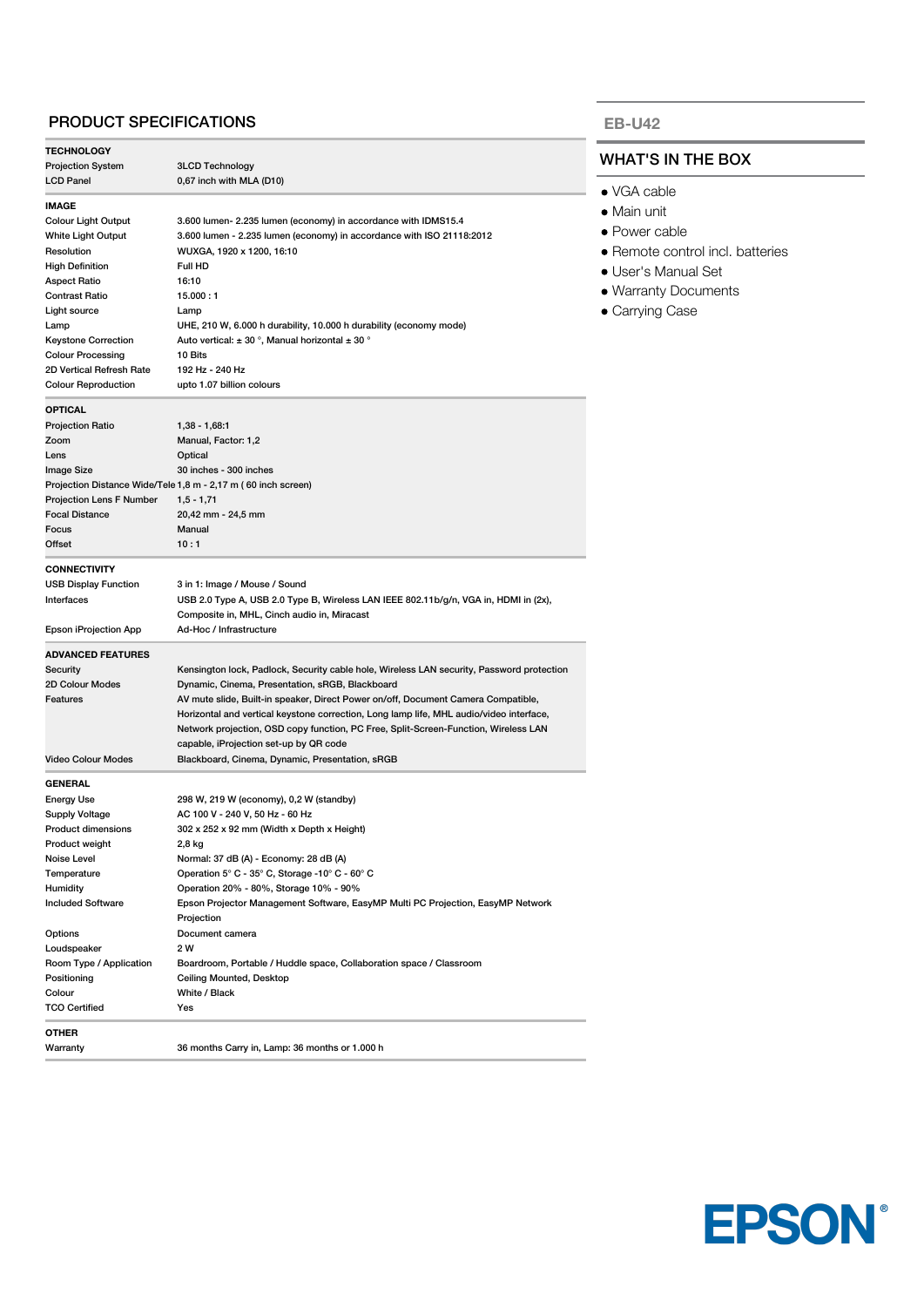## PRODUCT SPECIFICATIONS

| TECHNOLOGY | |
|---|---|
| Projection System | 3LCD Technology |
| LCD Panel | 0,67 inch with MLA (D10) |
| **IMAGE** | |
| Colour Light Output | 3.600 lumen- 2.235 lumen (economy) in accordance with IDMS15.4 |
| White Light Output | 3.600 lumen - 2.235 lumen (economy) in accordance with ISO 21118:2012 |
| Resolution | WUXGA, 1920 x 1200, 16:10 |
| High Definition | Full HD |
| Aspect Ratio | 16:10 |
| Contrast Ratio | 15.000 : 1 |
| Light source | Lamp |
| Lamp | UHE, 210 W, 6.000 h durability, 10.000 h durability (economy mode) |
| Keystone Correction | Auto vertical: ± 30 °, Manual horizontal ± 30 ° |
| Colour Processing | 10 Bits |
| 2D Vertical Refresh Rate | 192 Hz - 240 Hz |
| Colour Reproduction | upto 1.07 billion colours |
| **OPTICAL** | |
| Projection Ratio | 1,38 - 1,68:1 |
| Zoom | Manual, Factor: 1,2 |
| Lens | Optical |
| Image Size | 30 inches - 300 inches |
| Projection Distance Wide/Tele | 1,8 m - 2,17 m ( 60 inch screen) |
| Projection Lens F Number | 1,5 - 1,71 |
| Focal Distance | 20,42 mm - 24,5 mm |
| Focus | Manual |
| Offset | 10 : 1 |
| **CONNECTIVITY** | |
| USB Display Function | 3 in 1: Image / Mouse / Sound |
| Interfaces | USB 2.0 Type A, USB 2.0 Type B, Wireless LAN IEEE 802.11b/g/n, VGA in, HDMI in (2x), Composite in, MHL, Cinch audio in, Miracast |
| Epson iProjection App | Ad-Hoc / Infrastructure |
| **ADVANCED FEATURES** | |
| Security | Kensington lock, Padlock, Security cable hole, Wireless LAN security, Password protection |
| 2D Colour Modes | Dynamic, Cinema, Presentation, sRGB, Blackboard |
| Features | AV mute slide, Built-in speaker, Direct Power on/off, Document Camera Compatible, Horizontal and vertical keystone correction, Long lamp life, MHL audio/video interface, Network projection, OSD copy function, PC Free, Split-Screen-Function, Wireless LAN capable, iProjection set-up by QR code |
| Video Colour Modes | Blackboard, Cinema, Dynamic, Presentation, sRGB |
| **GENERAL** | |
| Energy Use | 298 W, 219 W (economy), 0,2 W (standby) |
| Supply Voltage | AC 100 V - 240 V, 50 Hz - 60 Hz |
| Product dimensions | 302 x 252 x 92 mm (Width x Depth x Height) |
| Product weight | 2,8 kg |
| Noise Level | Normal: 37 dB (A) - Economy: 28 dB (A) |
| Temperature | Operation 5° C - 35° C, Storage -10° C - 60° C |
| Humidity | Operation 20% - 80%, Storage 10% - 90% |
| Included Software | Epson Projector Management Software, EasyMP Multi PC Projection, EasyMP Network Projection |
| Options | Document camera |
| Loudspeaker | 2 W |
| Room Type / Application | Boardroom, Portable / Huddle space, Collaboration space / Classroom |
| Positioning | Ceiling Mounted, Desktop |
| Colour | White / Black |
| TCO Certified | Yes |
| **OTHER** | |
| Warranty | 36 months Carry in, Lamp: 36 months or 1.000 h |

## EB-U42

### WHAT'S IN THE BOX

- VGA cable
- Main unit
- Power cable
- Remote control incl. batteries
- User's Manual Set
- Warranty Documents
- Carrying Case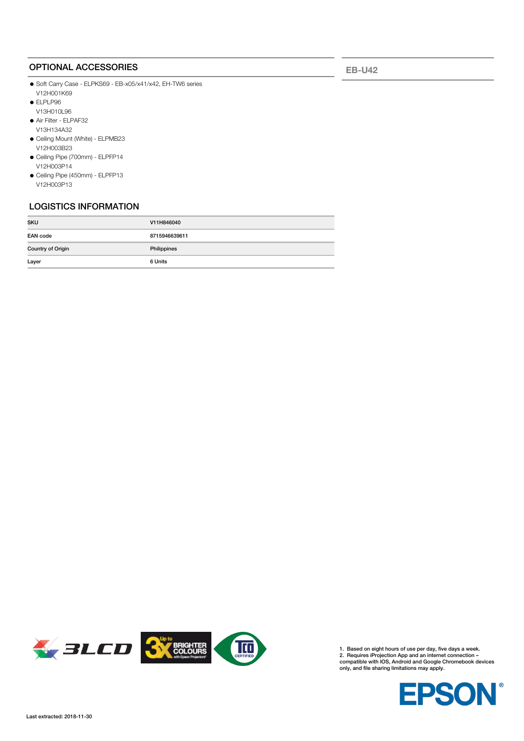## OPTIONAL ACCESSORIES

- Soft Carry Case - ELPKS69 - EB-x05/x41/x42, EH-TW6 series
  V12H001K69
- ELPLP96
  V13H010L96
- Air Filter - ELPAF32
  V13H134A32
- Ceiling Mount (White) - ELPMB23
  V12H003B23
- Ceiling Pipe (700mm) - ELPFP14
  V12H003P14
- Ceiling Pipe (450mm) - ELPFP13
  V12H003P13

## LOGISTICS INFORMATION

| | |
|---|---|
| SKU | V11H846040 |
| EAN code | 8715946639611 |
| Country of Origin | Philippines |
| Layer | 6 Units |

## EB-U42

1. Based on eight hours of use per day, five days a week.
2. Requires iProjection App and an internet connection – compatible with IOS, Android and Google Chromebook devices only, and file sharing limitations may apply.

Last extracted: 2018-11-30